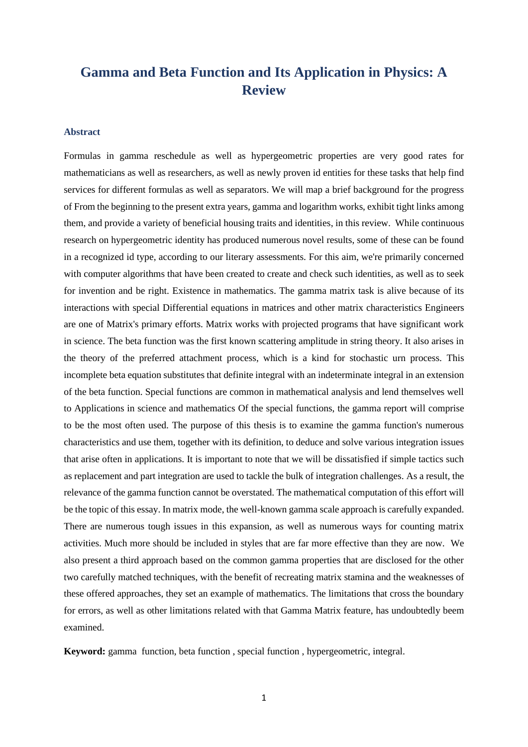# Gamma and Beta Function and Its Application in Physics: A Review

### Abstract

Formulas in gamma reschedule as well as hypergeometric properties are very good rates for mathematicians as well as researchers, as well as newly proven id entities for these tasks that help find services for different formulas as well as separators. We will map a brief background for the progress of From the beginning to the present extra years, gamma and logarithm works, exhibit tight links among them, and provide a variety of beneficial housing traits and identities, in this review. While continuous research on hypergeometric identity has produced numerous novel results, some of these can be found in a recognized id type, according to our literary assessments. For this aim, we're primarily concerned with computer algorithms that have been created to create and check such identities, as well as to seek for invention and be right. Existence in mathematics. The gamma matrix task is alive because of its interactions with special Differential equations in matrices and other matrix characteristics Engineers are one of Matrix's primary efforts. Matrix works with projected programs that have significant work in science. The beta function was the first known scattering amplitude in string theory. It also arises in the theory of the preferred attachment process, which is a kind for stochastic urn process. This incomplete beta equation substitutes that definite integral with an indeterminate integral in an extension of the beta function. Special functions are common in mathematical analysis and lend themselves well to Applications in science and mathematics Of the special functions, the gamma report will comprise to be the most often used. The purpose of this thesis is to examine the gamma function's numerous characteristics and use them, together with its definition, to deduce and solve various integration issues that arise often in applications. It is important to note that we will be dissatisfied if simple tactics such as replacement and part integration are used to tackle the bulk of integration challenges. As a result, the relevance of the gamma function cannot be overstated. The mathematical computation of this effort will be the topic of this essay. In matrix mode, the well-known gamma scale approach is carefully expanded. There are numerous tough issues in this expansion, as well as numerous ways for counting matrix activities. Much more should be included in styles that are far more effective than they are now. We also present a third approach based on the common gamma properties that are disclosed for the other two carefully matched techniques, with the benefit of recreating matrix stamina and the weaknesses of these offered approaches, they set an example of mathematics. The limitations that cross the boundary for errors, as well as other limitations related with that Gamma Matrix feature, has undoubtedly beem examined.

**Keyword:** gamma function, beta function , special function , hypergeometric, integral.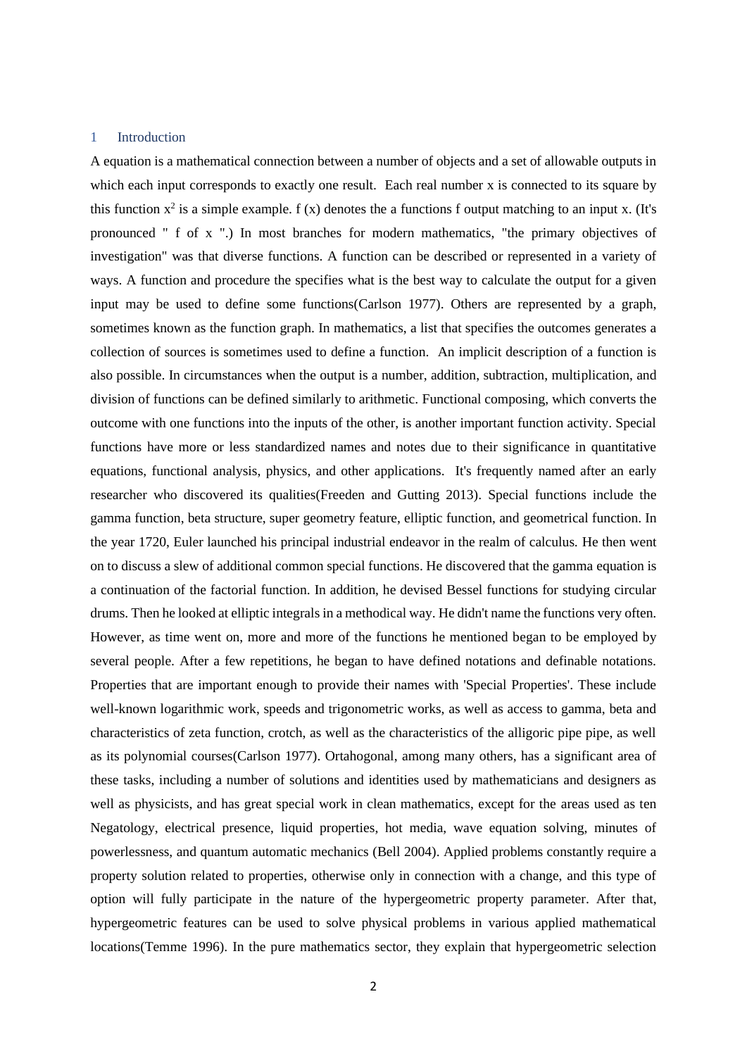# 1 Introduction

A equation is a mathematical connection between a number of objects and a set of allowable outputs in which each input corresponds to exactly one result. Each real number x is connected to its square by this function $x^2$ is a simple example. f (x) denotes the a functions f output matching to an input x. (It's pronounced " f of x ".) In most branches for modern mathematics, "the primary objectives of investigation" was that diverse functions. A function can be described or represented in a variety of ways. A function and procedure the specifies what is the best way to calculate the output for a given input may be used to define some functions(Carlson 1977). Others are represented by a graph, sometimes known as the function graph. In mathematics, a list that specifies the outcomes generates a collection of sources is sometimes used to define a function. An implicit description of a function is also possible. In circumstances when the output is a number, addition, subtraction, multiplication, and division of functions can be defined similarly to arithmetic. Functional composing, which converts the outcome with one functions into the inputs of the other, is another important function activity. Special functions have more or less standardized names and notes due to their significance in quantitative equations, functional analysis, physics, and other applications. It's frequently named after an early researcher who discovered its qualities(Freeden and Gutting 2013). Special functions include the gamma function, beta structure, super geometry feature, elliptic function, and geometrical function. In the year 1720, Euler launched his principal industrial endeavor in the realm of calculus. He then went on to discuss a slew of additional common special functions. He discovered that the gamma equation is a continuation of the factorial function. In addition, he devised Bessel functions for studying circular drums. Then he looked at elliptic integrals in a methodical way. He didn't name the functions very often. However, as time went on, more and more of the functions he mentioned began to be employed by several people. After a few repetitions, he began to have defined notations and definable notations. Properties that are important enough to provide their names with 'Special Properties'. These include well-known logarithmic work, speeds and trigonometric works, as well as access to gamma, beta and characteristics of zeta function, crotch, as well as the characteristics of the alligoric pipe pipe, as well as its polynomial courses(Carlson 1977). Ortahogonal, among many others, has a significant area of these tasks, including a number of solutions and identities used by mathematicians and designers as well as physicists, and has great special work in clean mathematics, except for the areas used as ten Negatology, electrical presence, liquid properties, hot media, wave equation solving, minutes of powerlessness, and quantum automatic mechanics (Bell 2004). Applied problems constantly require a property solution related to properties, otherwise only in connection with a change, and this type of option will fully participate in the nature of the hypergeometric property parameter. After that, hypergeometric features can be used to solve physical problems in various applied mathematical locations(Temme 1996). In the pure mathematics sector, they explain that hypergeometric selection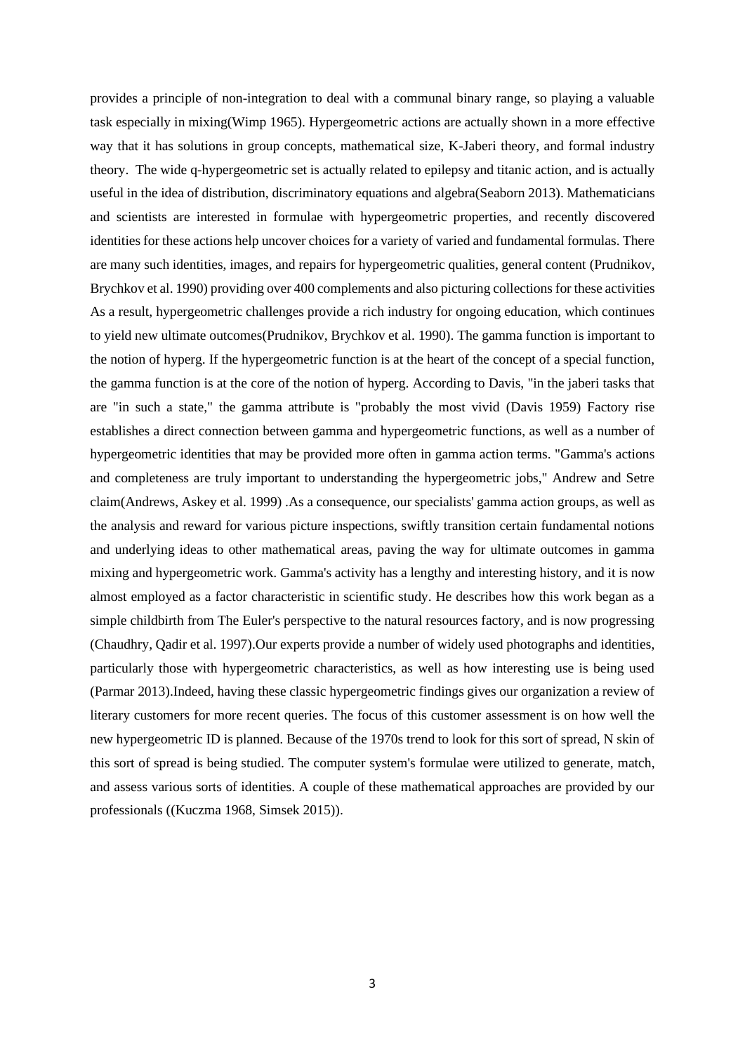provides a principle of non-integration to deal with a communal binary range, so playing a valuable task especially in mixing(Wimp 1965). Hypergeometric actions are actually shown in a more effective way that it has solutions in group concepts, mathematical size, K-Jaberi theory, and formal industry theory. The wide q-hypergeometric set is actually related to epilepsy and titanic action, and is actually useful in the idea of distribution, discriminatory equations and algebra(Seaborn 2013). Mathematicians and scientists are interested in formulae with hypergeometric properties, and recently discovered identities for these actions help uncover choices for a variety of varied and fundamental formulas. There are many such identities, images, and repairs for hypergeometric qualities, general content (Prudnikov, Brychkov et al. 1990) providing over 400 complements and also picturing collections for these activities As a result, hypergeometric challenges provide a rich industry for ongoing education, which continues to yield new ultimate outcomes(Prudnikov, Brychkov et al. 1990). The gamma function is important to the notion of hyperg. If the hypergeometric function is at the heart of the concept of a special function, the gamma function is at the core of the notion of hyperg. According to Davis, "in the jaberi tasks that are "in such a state," the gamma attribute is "probably the most vivid (Davis 1959) Factory rise establishes a direct connection between gamma and hypergeometric functions, as well as a number of hypergeometric identities that may be provided more often in gamma action terms. "Gamma's actions and completeness are truly important to understanding the hypergeometric jobs," Andrew and Setre claim(Andrews, Askey et al. 1999) .As a consequence, our specialists' gamma action groups, as well as the analysis and reward for various picture inspections, swiftly transition certain fundamental notions and underlying ideas to other mathematical areas, paving the way for ultimate outcomes in gamma mixing and hypergeometric work. Gamma's activity has a lengthy and interesting history, and it is now almost employed as a factor characteristic in scientific study. He describes how this work began as a simple childbirth from The Euler's perspective to the natural resources factory, and is now progressing (Chaudhry, Qadir et al. 1997).Our experts provide a number of widely used photographs and identities, particularly those with hypergeometric characteristics, as well as how interesting use is being used (Parmar 2013).Indeed, having these classic hypergeometric findings gives our organization a review of literary customers for more recent queries. The focus of this customer assessment is on how well the new hypergeometric ID is planned. Because of the 1970s trend to look for this sort of spread, N skin of this sort of spread is being studied. The computer system's formulae were utilized to generate, match, and assess various sorts of identities. A couple of these mathematical approaches are provided by our professionals ((Kuczma 1968, Simsek 2015)).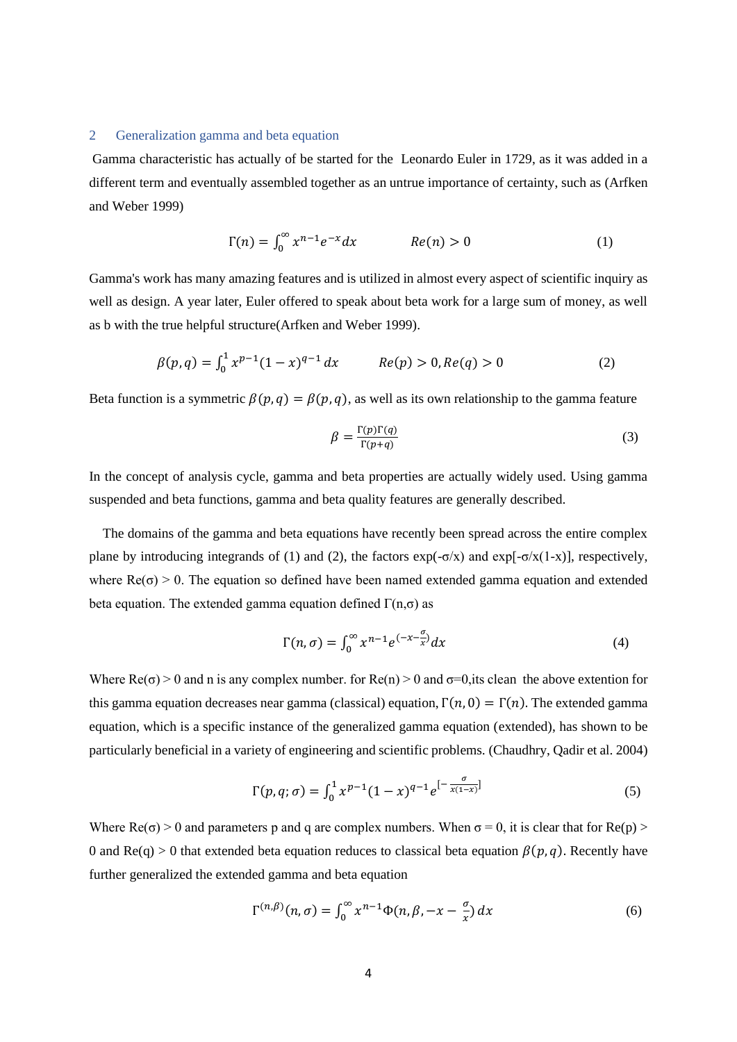## 2 Generalization gamma and beta equation

Gamma characteristic has actually of be started for the Leonardo Euler in 1729, as it was added in a different term and eventually assembled together as an untrue importance of certainty, such as (Arfken and Weber 1999)

$$\Gamma(n) = \int_0^\infty x^{n-1} e^{-x} dx \qquad Re(n) > 0 \tag{1}$$

Gamma's work has many amazing features and is utilized in almost every aspect of scientific inquiry as well as design. A year later, Euler offered to speak about beta work for a large sum of money, as well as b with the true helpful structure(Arfken and Weber 1999).

$$\beta(p,q) = \int_0^1 x^{p-1}(1-x)^{q-1}\, dx \qquad Re(p) > 0, Re(q) > 0 \tag{2}$$

Beta function is a symmetric $\beta(p,q) = \beta(p,q)$, as well as its own relationship to the gamma feature

$$\beta = \frac{\Gamma(p)\Gamma(q)}{\Gamma(p+q)} \tag{3}$$

In the concept of analysis cycle, gamma and beta properties are actually widely used. Using gamma suspended and beta functions, gamma and beta quality features are generally described.

The domains of the gamma and beta equations have recently been spread across the entire complex plane by introducing integrands of (1) and (2), the factors exp(-σ/x) and exp[-σ/x(1-x)], respectively, where Re(σ) > 0. The equation so defined have been named extended gamma equation and extended beta equation. The extended gamma equation defined Γ(n,σ) as

$$\Gamma(n,\sigma) = \int_0^\infty x^{n-1} e^{\left(-x-\frac{\sigma}{x}\right)} dx \tag{4}$$

Where Re(σ) > 0 and n is any complex number. for Re(n) > 0 and σ=0,its clean the above extention for this gamma equation decreases near gamma (classical) equation, $\Gamma(n,0) = \Gamma(n)$. The extended gamma equation, which is a specific instance of the generalized gamma equation (extended), has shown to be particularly beneficial in a variety of engineering and scientific problems. (Chaudhry, Qadir et al. 2004)

$$\Gamma(p,q;\sigma) = \int_0^1 x^{p-1}(1-x)^{q-1} e^{\left[-\frac{\sigma}{x(1-x)}\right]} \tag{5}$$

Where Re(σ) > 0 and parameters p and q are complex numbers. When σ = 0, it is clear that for Re(p) > 0 and Re(q) > 0 that extended beta equation reduces to classical beta equation $\beta(p,q)$. Recently have further generalized the extended gamma and beta equation

$$\Gamma^{(n,\beta)}(n,\sigma) = \int_0^\infty x^{n-1} \Phi\left(n,\beta,-x-\frac{\sigma}{x}\right) dx \tag{6}$$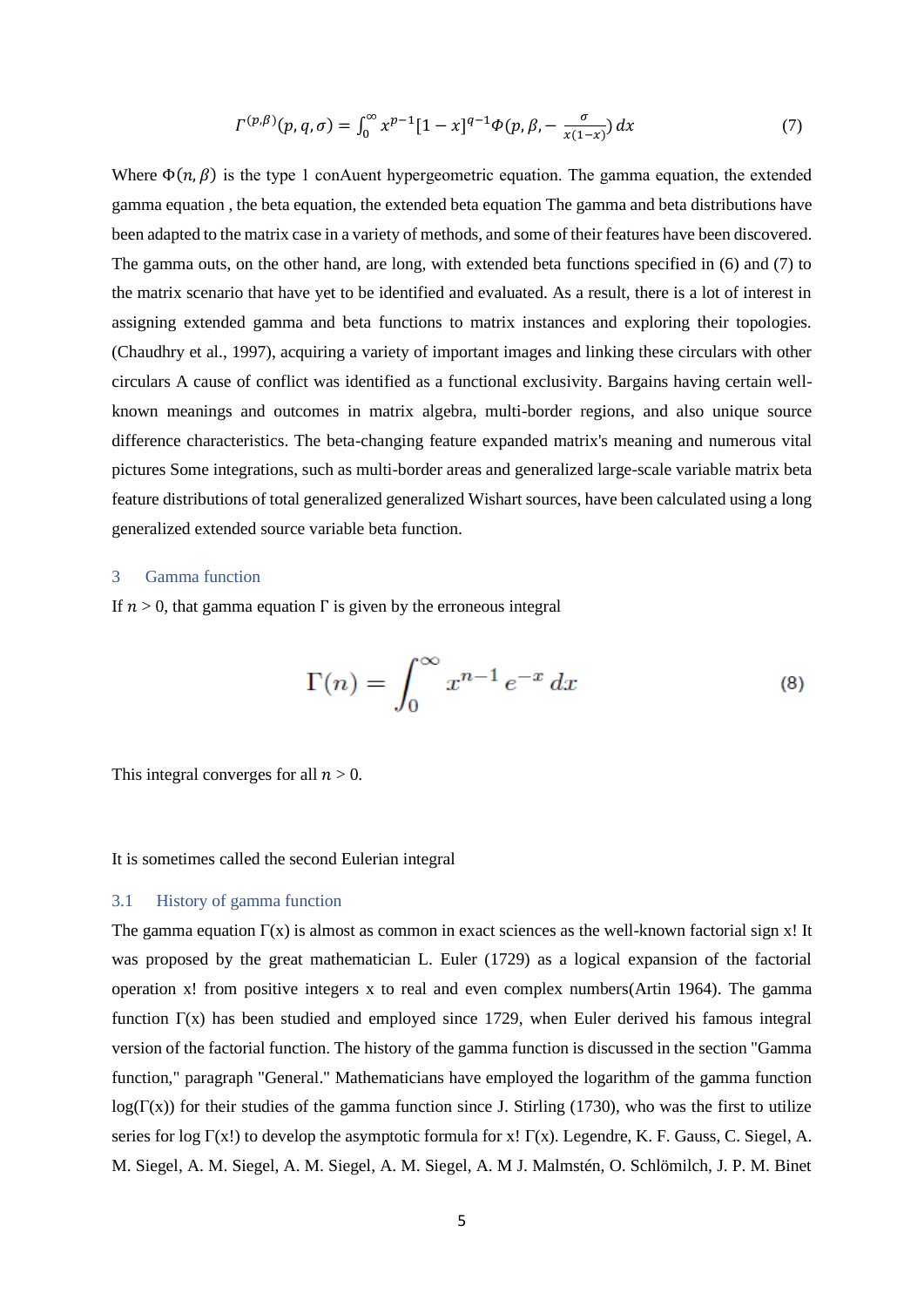$$\Gamma^{(p,\beta)}(p,q,\sigma) = \int_0^\infty x^{p-1}[1-x]^{q-1}\Phi(p,\beta,-\frac{\sigma}{x(1-x)})\,dx \tag{7}$$

Where $\Phi(n,\beta)$ is the type 1 conAuent hypergeometric equation. The gamma equation, the extended gamma equation , the beta equation, the extended beta equation The gamma and beta distributions have been adapted to the matrix case in a variety of methods, and some of their features have been discovered. The gamma outs, on the other hand, are long, with extended beta functions specified in (6) and (7) to the matrix scenario that have yet to be identified and evaluated. As a result, there is a lot of interest in assigning extended gamma and beta functions to matrix instances and exploring their topologies. (Chaudhry et al., 1997), acquiring a variety of important images and linking these circulars with other circulars A cause of conflict was identified as a functional exclusivity. Bargains having certain well-known meanings and outcomes in matrix algebra, multi-border regions, and also unique source difference characteristics. The beta-changing feature expanded matrix's meaning and numerous vital pictures Some integrations, such as multi-border areas and generalized large-scale variable matrix beta feature distributions of total generalized generalized Wishart sources, have been calculated using a long generalized extended source variable beta function.

## 3 Gamma function

If $n > 0$, that gamma equation $\Gamma$ is given by the erroneous integral

$$\Gamma(n) = \int_0^\infty x^{n-1}\, e^{-x}\, dx \tag{8}$$

This integral converges for all $n > 0$.

It is sometimes called the second Eulerian integral

### 3.1 History of gamma function

The gamma equation $\Gamma(x)$ is almost as common in exact sciences as the well-known factorial sign x! It was proposed by the great mathematician L. Euler (1729) as a logical expansion of the factorial operation x! from positive integers x to real and even complex numbers(Artin 1964). The gamma function $\Gamma(x)$ has been studied and employed since 1729, when Euler derived his famous integral version of the factorial function. The history of the gamma function is discussed in the section "Gamma function," paragraph "General." Mathematicians have employed the logarithm of the gamma function $\log(\Gamma(x))$ for their studies of the gamma function since J. Stirling (1730), who was the first to utilize series for log $\Gamma$(x!) to develop the asymptotic formula for x! $\Gamma$(x). Legendre, K. F. Gauss, C. Siegel, A. M. Siegel, A. M. Siegel, A. M. Siegel, A. M. Siegel, A. M J. Malmstén, O. Schlömilch, J. P. M. Binet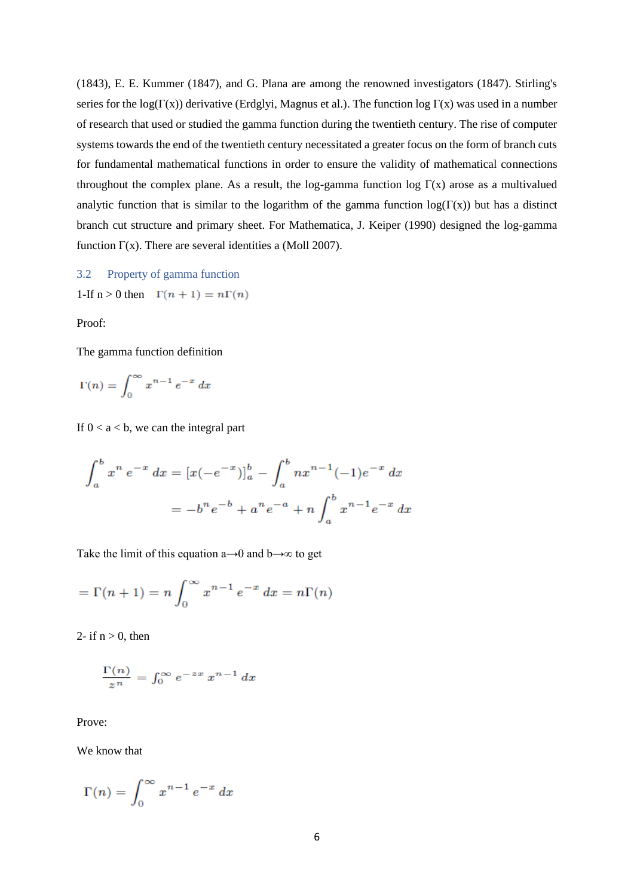(1843), E. E. Kummer (1847), and G. Plana are among the renowned investigators (1847). Stirling's series for the log(Γ(x)) derivative (Erdglyi, Magnus et al.). The function log Γ(x) was used in a number of research that used or studied the gamma function during the twentieth century. The rise of computer systems towards the end of the twentieth century necessitated a greater focus on the form of branch cuts for fundamental mathematical functions in order to ensure the validity of mathematical connections throughout the complex plane. As a result, the log-gamma function log Γ(x) arose as a multivalued analytic function that is similar to the logarithm of the gamma function log(Γ(x)) but has a distinct branch cut structure and primary sheet. For Mathematica, J. Keiper (1990) designed the log-gamma function Γ(x). There are several identities a (Moll 2007).

### 3.2 Property of gamma function

1-If n > 0 then $\Gamma(n+1) = n\Gamma(n)$

Proof:

The gamma function definition

$$\Gamma(n) = \int_0^\infty x^{n-1}\, e^{-x}\, dx$$

If 0 < a < b, we can the integral part

$$\int_a^b x^n\, e^{-x}\, dx = [x(-e^{-x})]_a^b - \int_a^b n{x^{n-1}}(-1)e^{-x}\, dx$$

$$= -b^n e^{-b} + a^n e^{-a} + n\int_a^b x^{n-1} e^{-x}\, dx$$

Take the limit of this equation a→0 and b→∞ to get

$$= \Gamma(n+1) = n\int_0^\infty x^{n-1}\, e^{-x}\, dx = n\Gamma(n)$$

2- if n > 0, then

$$\frac{\Gamma(n)}{z^n} = \int_0^\infty e^{-zx}\, x^{n-1}\, dx$$

Prove:

We know that

$$\Gamma(n) = \int_0^\infty x^{n-1}\, e^{-x}\, dx$$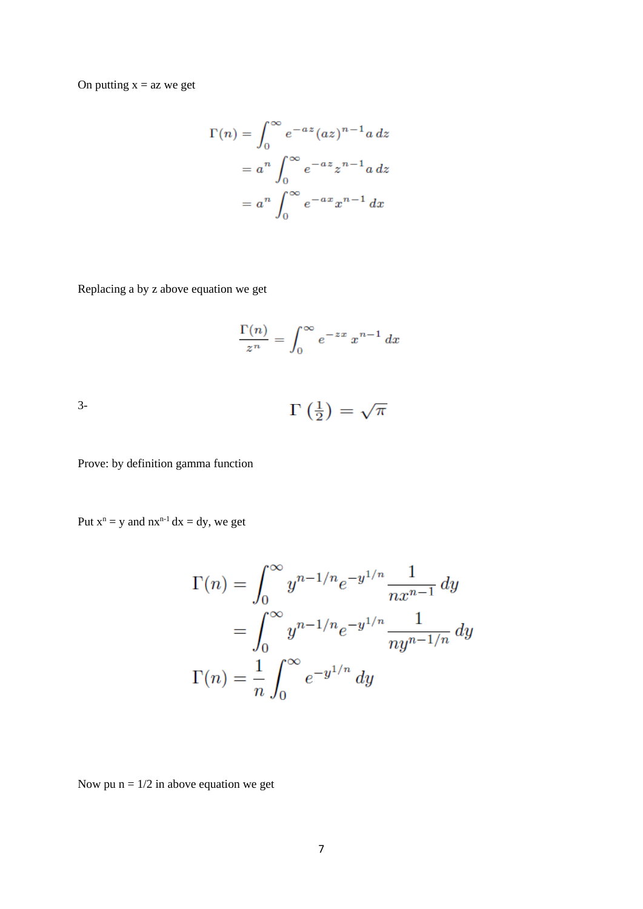On putting x = az we get

$$\Gamma(n) = \int_0^\infty e^{-az}(az)^{n-1} a\, dz$$
$$= a^n \int_0^\infty e^{-az} z^{n-1} a\, dz$$
$$= a^n \int_0^\infty e^{-ax} x^{n-1}\, dx$$

Replacing a by z above equation we get

$$\frac{\Gamma(n)}{z^n} = \int_0^\infty e^{-zx}\, x^{n-1}\, dx$$

3- $$\Gamma\left(\tfrac{1}{2}\right) = \sqrt{\pi}$$

Prove: by definition gamma function

Put $x^n = y$ and $nx^{n-1}\, dx = dy$, we get

$$\Gamma(n) = \int_0^\infty y^{n-1/n} e^{-y^{1/n}} \frac{1}{nx^{n-1}}\, dy$$
$$= \int_0^\infty y^{n-1/n} e^{-y^{1/n}} \frac{1}{ny^{n-1/n}}\, dy$$
$$\Gamma(n) = \frac{1}{n} \int_0^\infty e^{-y^{1/n}}\, dy$$

Now pu n = 1/2 in above equation we get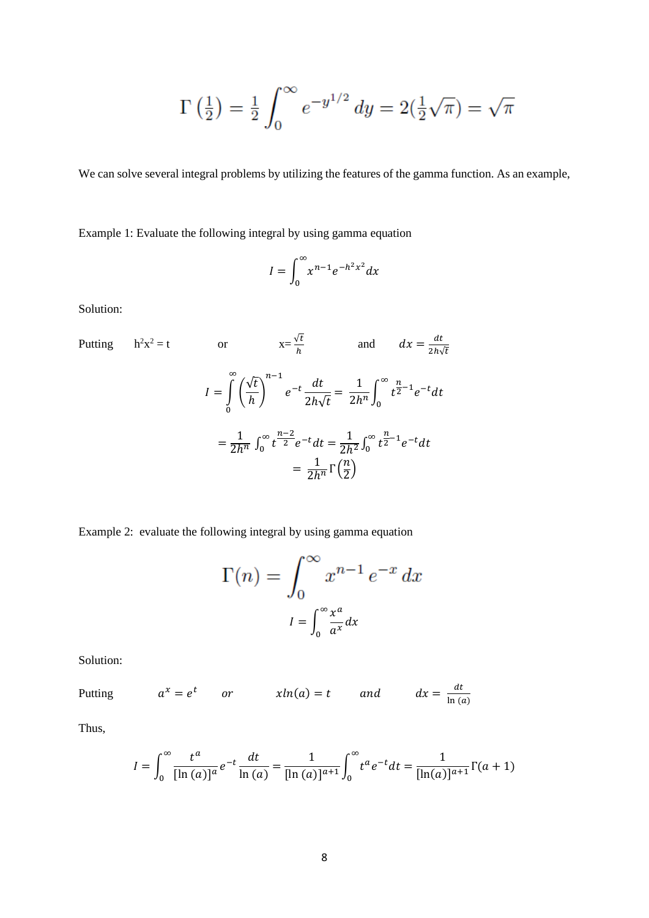$$\Gamma\left(\tfrac{1}{2}\right) = \tfrac{1}{2}\int_0^{\infty} e^{-y^{1/2}}\,dy = 2\left(\tfrac{1}{2}\sqrt{\pi}\right) = \sqrt{\pi}$$

We can solve several integral problems by utilizing the features of the gamma function. As an example,

Example 1: Evaluate the following integral by using gamma equation

$$I = \int_0^{\infty} x^{n-1} e^{-h^2 x^2} dx$$

Solution:

Putting $h^2x^2 = t$ or $x = \frac{\sqrt{t}}{h}$ and $dx = \frac{dt}{2h\sqrt{t}}$

$$I = \int_0^{\infty} \left(\frac{\sqrt{t}}{h}\right)^{n-1} e^{-t} \frac{dt}{2h\sqrt{t}} = \frac{1}{2h^n}\int_0^{\infty} t^{\frac{n}{2}-1} e^{-t} dt$$

$$= \frac{1}{2h^n}\int_0^{\infty} t^{\frac{n-2}{2}} e^{-t} dt = \frac{1}{2h^2}\int_0^{\infty} t^{\frac{n}{2}-1} e^{-t} dt$$

$$= \frac{1}{2h^n}\Gamma\left(\frac{n}{2}\right)$$

Example 2: evaluate the following integral by using gamma equation

$$\Gamma(n) = \int_0^{\infty} x^{n-1} e^{-x}\, dx$$

$$I = \int_0^{\infty} \frac{x^a}{a^x} dx$$

Solution:

Putting $a^x = e^t$ *or* $x\ln(a) = t$ *and* $dx = \frac{dt}{\ln(a)}$

Thus,

$$I = \int_0^{\infty} \frac{t^a}{[\ln(a)]^a} e^{-t} \frac{dt}{\ln(a)} = \frac{1}{[\ln(a)]^{a+1}}\int_0^{\infty} t^a e^{-t} dt = \frac{1}{[\ln(a)]^{a+1}}\Gamma(a+1)$$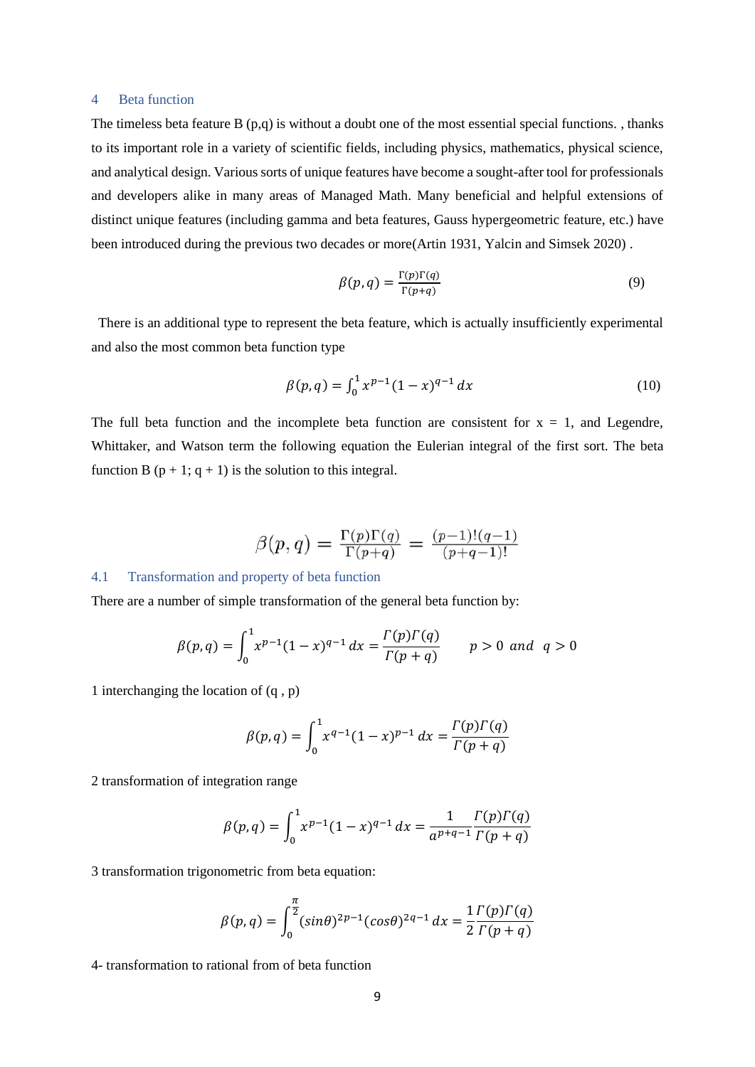## 4 Beta function

The timeless beta feature B (p,q) is without a doubt one of the most essential special functions. , thanks to its important role in a variety of scientific fields, including physics, mathematics, physical science, and analytical design. Various sorts of unique features have become a sought-after tool for professionals and developers alike in many areas of Managed Math. Many beneficial and helpful extensions of distinct unique features (including gamma and beta features, Gauss hypergeometric feature, etc.) have been introduced during the previous two decades or more(Artin 1931, Yalcin and Simsek 2020) .

$$\beta(p,q) = \frac{\Gamma(p)\Gamma(q)}{\Gamma(p+q)} \tag{9}$$

There is an additional type to represent the beta feature, which is actually insufficiently experimental and also the most common beta function type

$$\beta(p,q) = \int_0^1 x^{p-1}(1-x)^{q-1}\,dx \tag{10}$$

The full beta function and the incomplete beta function are consistent for x = 1, and Legendre, Whittaker, and Watson term the following equation the Eulerian integral of the first sort. The beta function B (p + 1; q + 1) is the solution to this integral.

$$\beta(p,q) = \frac{\Gamma(p)\Gamma(q)}{\Gamma(p+q)} = \frac{(p-1)!(q-1)}{(p+q-1)!}$$

### 4.1 Transformation and property of beta function

There are a number of simple transformation of the general beta function by:

$$\beta(p,q) = \int_0^1 x^{p-1}(1-x)^{q-1}\,dx = \frac{\Gamma(p)\Gamma(q)}{\Gamma(p+q)} \qquad p > 0 \ \ and \ \ q > 0$$

1 interchanging the location of (q , p)

$$\beta(p,q) = \int_0^1 x^{q-1}(1-x)^{p-1}\,dx = \frac{\Gamma(p)\Gamma(q)}{\Gamma(p+q)}$$

2 transformation of integration range

$$\beta(p,q) = \int_0^1 x^{p-1}(1-x)^{q-1}\,dx = \frac{1}{a^{p+q-1}}\frac{\Gamma(p)\Gamma(q)}{\Gamma(p+q)}$$

3 transformation trigonometric from beta equation:

$$\beta(p,q) = \int_0^{\frac{\pi}{2}} (sin\theta)^{2p-1}(cos\theta)^{2q-1}\,dx = \frac{1}{2}\frac{\Gamma(p)\Gamma(q)}{\Gamma(p+q)}$$

4- transformation to rational from of beta function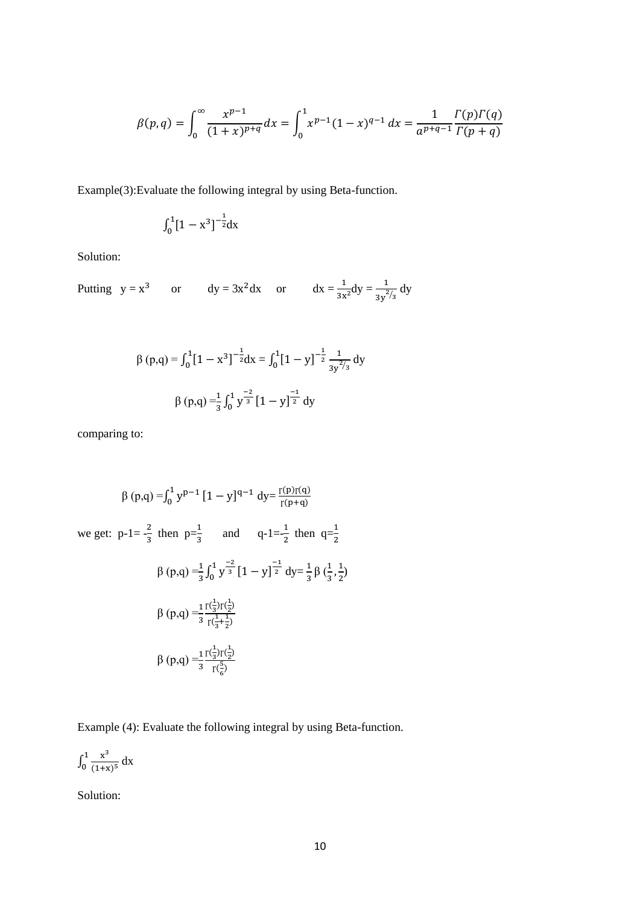$$\beta(p,q) = \int_0^\infty \frac{x^{p-1}}{(1+x)^{p+q}}dx = \int_0^1 x^{p-1}(1-x)^{q-1}\,dx = \frac{1}{a^{p+q-1}}\frac{\Gamma(p)\Gamma(q)}{\Gamma(p+q)}$$

Example(3):Evaluate the following integral by using Beta-function.

$$\int_0^1 [1-x^3]^{-\frac{1}{2}}dx$$

Solution:

Putting $y = x^3$ or $dy = 3x^2dx$ or $dx = \frac{1}{3x^2}dy = \frac{1}{3y^{2/3}}\,dy$

$$\beta\,(p,q) = \int_0^1 [1-x^3]^{-\frac{1}{2}}dx = \int_0^1 [1-y]^{-\frac{1}{2}}\,\frac{1}{3y^{2/3}}\,dy$$

$$\beta\,(p,q) = \frac{1}{3}\int_0^1 y^{\frac{-2}{3}}\,[1-y]^{\frac{-1}{2}}\,dy$$

comparing to:

$$\beta\,(p,q) = \int_0^1 y^{p-1}\,[1-y]^{q-1}\,dy = \frac{\Gamma(p)\Gamma(q)}{\Gamma(p+q)}$$

we get: $p-1 = -\frac{2}{3}$ then $p = \frac{1}{3}$ and $q-1 = -\frac{1}{2}$ then $q = \frac{1}{2}$

$$\beta\,(p,q) = \frac{1}{3}\int_0^1 y^{\frac{-2}{3}}\,[1-y]^{\frac{-1}{2}}\,dy = \frac{1}{3}\,\beta\,(\tfrac{1}{3},\tfrac{1}{2})$$

$$\beta\,(p,q) = \frac{1}{3}\frac{\Gamma(\frac{1}{3})\Gamma(\frac{1}{2})}{\Gamma(\frac{1}{3}+\frac{1}{2})}$$

$$\beta\,(p,q) = \frac{1}{3}\frac{\Gamma(\frac{1}{3})\Gamma(\frac{1}{2})}{\Gamma(\frac{5}{6})}$$

Example (4): Evaluate the following integral by using Beta-function.

$$\int_0^1 \frac{x^3}{(1+x)^5}\,dx$$

Solution: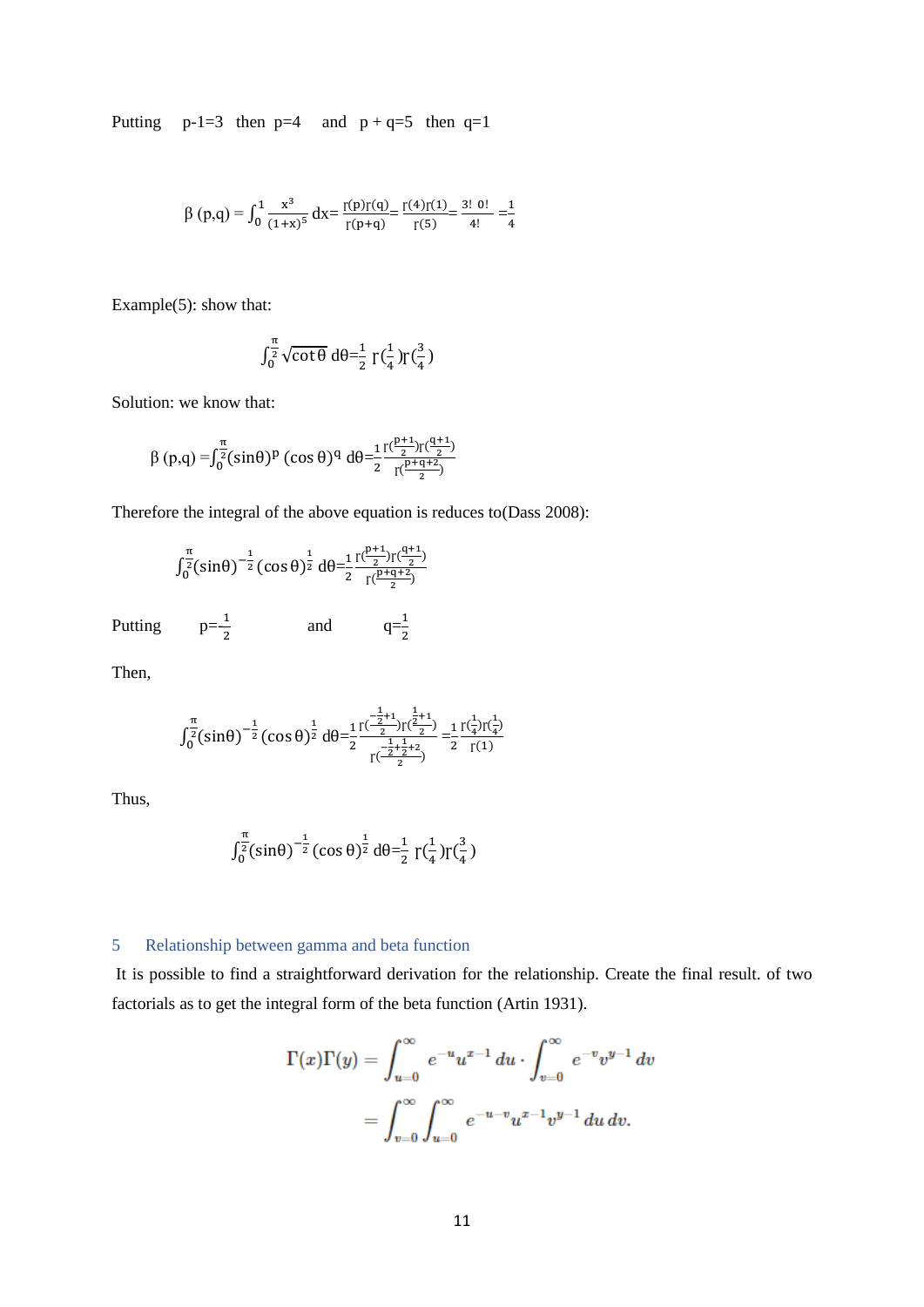Putting $p-1=3$ then $p=4$ and $p+q=5$ then $q=1$

$$\beta(p,q) = \int_0^1 \frac{x^3}{(1+x)^5}\,dx = \frac{\Gamma(p)\Gamma(q)}{\Gamma(p+q)} = \frac{\Gamma(4)\Gamma(1)}{\Gamma(5)} = \frac{3!\ 0!}{4!} = \frac{1}{4}$$

Example(5): show that:

$$\int_0^{\frac{\pi}{2}} \sqrt{\cot\theta}\,d\theta = \frac{1}{2}\,\Gamma(\tfrac{1}{4})\Gamma(\tfrac{3}{4})$$

Solution: we know that:

$$\beta(p,q) = \int_0^{\frac{\pi}{2}} (\sin\theta)^p (\cos\theta)^q\,d\theta = \frac{1}{2}\frac{\Gamma(\frac{p+1}{2})\Gamma(\frac{q+1}{2})}{\Gamma(\frac{p+q+2}{2})}$$

Therefore the integral of the above equation is reduces to(Dass 2008):

$$\int_0^{\frac{\pi}{2}} (\sin\theta)^{-\frac{1}{2}} (\cos\theta)^{\frac{1}{2}}\,d\theta = \frac{1}{2}\frac{\Gamma(\frac{p+1}{2})\Gamma(\frac{q+1}{2})}{\Gamma(\frac{p+q+2}{2})}$$

Putting $p=-\frac{1}{2}$ and $q=\frac{1}{2}$

Then,

$$\int_0^{\frac{\pi}{2}} (\sin\theta)^{-\frac{1}{2}} (\cos\theta)^{\frac{1}{2}}\,d\theta = \frac{1}{2}\frac{\Gamma(\frac{-\frac{1}{2}+1}{2})\Gamma(\frac{\frac{1}{2}+1}{2})}{\Gamma(\frac{-\frac{1}{2}+\frac{1}{2}+2}{2})} = \frac{1}{2}\frac{\Gamma(\frac{1}{4})\Gamma(\frac{1}{4})}{\Gamma(1)}$$

Thus,

$$\int_0^{\frac{\pi}{2}} (\sin\theta)^{-\frac{1}{2}} (\cos\theta)^{\frac{1}{2}}\,d\theta = \frac{1}{2}\,\Gamma(\tfrac{1}{4})\Gamma(\tfrac{3}{4})$$

## 5 Relationship between gamma and beta function

It is possible to find a straightforward derivation for the relationship. Create the final result. of two factorials as to get the integral form of the beta function (Artin 1931).

$$\begin{aligned}
\Gamma(x)\Gamma(y) &= \int_{u=0}^{\infty} e^{-u}u^{x-1}\,du \cdot \int_{v=0}^{\infty} e^{-v}v^{y-1}\,dv \\
&= \int_{v=0}^{\infty}\int_{u=0}^{\infty} e^{-u-v}u^{x-1}v^{y-1}\,du\,dv.
\end{aligned}$$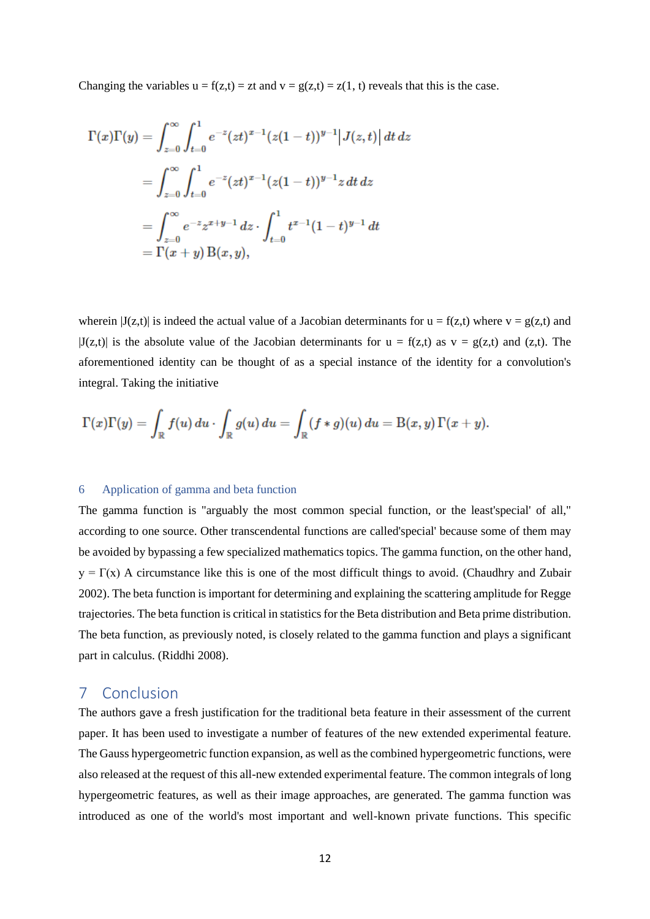Changing the variables u = f(z,t) = zt and v = g(z,t) = z(1, t) reveals that this is the case.

$$
\begin{aligned}
\Gamma(x)\Gamma(y) &= \int_{z=0}^{\infty}\int_{t=0}^{1} e^{-z}(zt)^{x-1}(z(1-t))^{y-1}\big|J(z,t)\big|\,dt\,dz \\
&= \int_{z=0}^{\infty}\int_{t=0}^{1} e^{-z}(zt)^{x-1}(z(1-t))^{y-1}z\,dt\,dz \\
&= \int_{z=0}^{\infty} e^{-z}z^{x+y-1}\,dz \cdot \int_{t=0}^{1} t^{x-1}(1-t)^{y-1}\,dt \\
&= \Gamma(x+y)\,\mathrm{B}(x,y),
\end{aligned}
$$

wherein |J(z,t)| is indeed the actual value of a Jacobian determinants for u = f(z,t) where v = g(z,t) and |J(z,t)| is the absolute value of the Jacobian determinants for u = f(z,t) as v = g(z,t) and (z,t). The aforementioned identity can be thought of as a special instance of the identity for a convolution's integral. Taking the initiative

$$
\Gamma(x)\Gamma(y) = \int_{\mathbb{R}} f(u)\,du \cdot \int_{\mathbb{R}} g(u)\,du = \int_{\mathbb{R}} (f*g)(u)\,du = \mathrm{B}(x,y)\,\Gamma(x+y).
$$

### 6 Application of gamma and beta function

The gamma function is "arguably the most common special function, or the least'special' of all," according to one source. Other transcendental functions are called'special' because some of them may be avoided by bypassing a few specialized mathematics topics. The gamma function, on the other hand, y = Γ(x) A circumstance like this is one of the most difficult things to avoid. (Chaudhry and Zubair 2002). The beta function is important for determining and explaining the scattering amplitude for Regge trajectories. The beta function is critical in statistics for the Beta distribution and Beta prime distribution. The beta function, as previously noted, is closely related to the gamma function and plays a significant part in calculus. (Riddhi 2008).

## 7 Conclusion

The authors gave a fresh justification for the traditional beta feature in their assessment of the current paper. It has been used to investigate a number of features of the new extended experimental feature. The Gauss hypergeometric function expansion, as well as the combined hypergeometric functions, were also released at the request of this all-new extended experimental feature. The common integrals of long hypergeometric features, as well as their image approaches, are generated. The gamma function was introduced as one of the world's most important and well-known private functions. This specific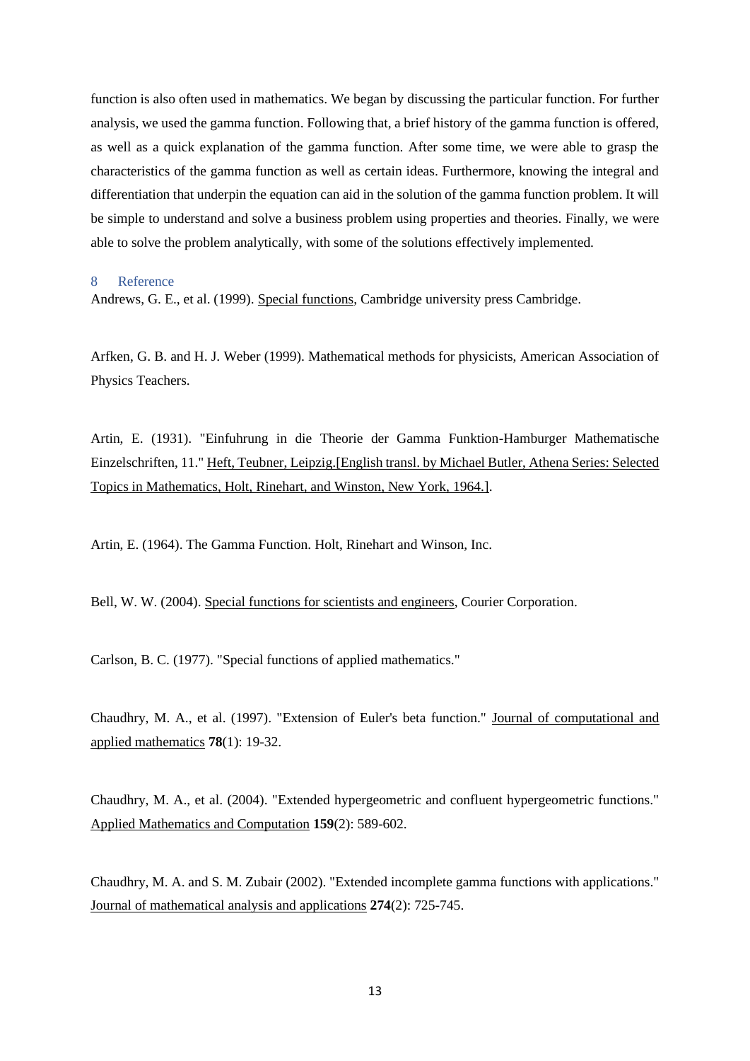function is also often used in mathematics. We began by discussing the particular function. For further analysis, we used the gamma function. Following that, a brief history of the gamma function is offered, as well as a quick explanation of the gamma function. After some time, we were able to grasp the characteristics of the gamma function as well as certain ideas. Furthermore, knowing the integral and differentiation that underpin the equation can aid in the solution of the gamma function problem. It will be simple to understand and solve a business problem using properties and theories. Finally, we were able to solve the problem analytically, with some of the solutions effectively implemented.

## 8 Reference

Andrews, G. E., et al. (1999). Special functions, Cambridge university press Cambridge.

Arfken, G. B. and H. J. Weber (1999). Mathematical methods for physicists, American Association of Physics Teachers.

Artin, E. (1931). "Einfuhrung in die Theorie der Gamma Funktion-Hamburger Mathematische Einzelschriften, 11." Heft, Teubner, Leipzig.[English transl. by Michael Butler, Athena Series: Selected Topics in Mathematics, Holt, Rinehart, and Winston, New York, 1964.].

Artin, E. (1964). The Gamma Function. Holt, Rinehart and Winson, Inc.

Bell, W. W. (2004). Special functions for scientists and engineers, Courier Corporation.

Carlson, B. C. (1977). "Special functions of applied mathematics."

Chaudhry, M. A., et al. (1997). "Extension of Euler's beta function." Journal of computational and applied mathematics **78**(1): 19-32.

Chaudhry, M. A., et al. (2004). "Extended hypergeometric and confluent hypergeometric functions." Applied Mathematics and Computation **159**(2): 589-602.

Chaudhry, M. A. and S. M. Zubair (2002). "Extended incomplete gamma functions with applications." Journal of mathematical analysis and applications **274**(2): 725-745.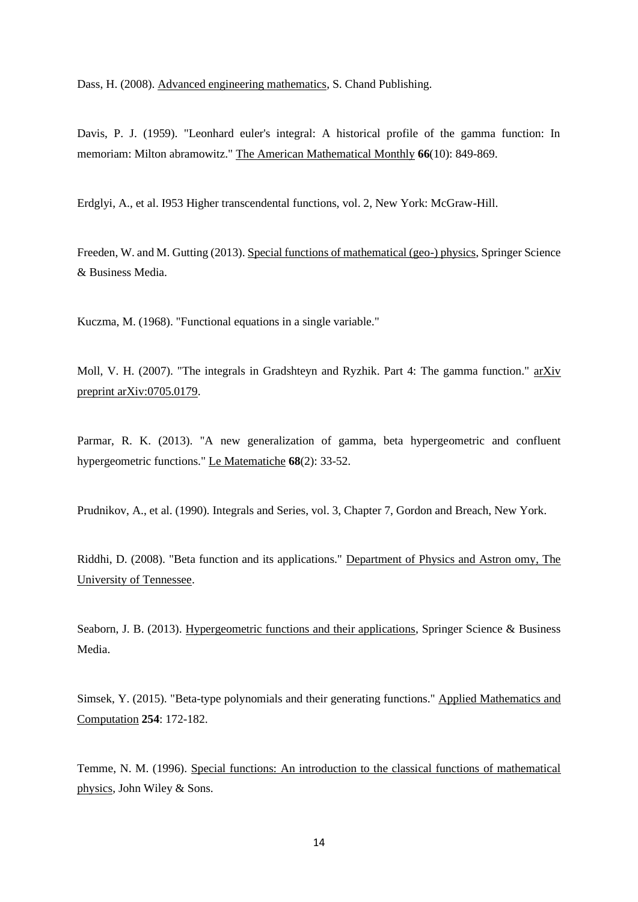Dass, H. (2008). Advanced engineering mathematics, S. Chand Publishing.

Davis, P. J. (1959). "Leonhard euler's integral: A historical profile of the gamma function: In memoriam: Milton abramowitz." The American Mathematical Monthly **66**(10): 849-869.

Erdglyi, A., et al. I953 Higher transcendental functions, vol. 2, New York: McGraw-Hill.

Freeden, W. and M. Gutting (2013). Special functions of mathematical (geo-) physics, Springer Science & Business Media.

Kuczma, M. (1968). "Functional equations in a single variable."

Moll, V. H. (2007). "The integrals in Gradshteyn and Ryzhik. Part 4: The gamma function." arXiv preprint arXiv:0705.0179.

Parmar, R. K. (2013). "A new generalization of gamma, beta hypergeometric and confluent hypergeometric functions." Le Matematiche **68**(2): 33-52.

Prudnikov, A., et al. (1990). Integrals and Series, vol. 3, Chapter 7, Gordon and Breach, New York.

Riddhi, D. (2008). "Beta function and its applications." Department of Physics and Astron omy, The University of Tennessee.

Seaborn, J. B. (2013). Hypergeometric functions and their applications, Springer Science & Business Media.

Simsek, Y. (2015). "Beta-type polynomials and their generating functions." Applied Mathematics and Computation **254**: 172-182.

Temme, N. M. (1996). Special functions: An introduction to the classical functions of mathematical physics, John Wiley & Sons.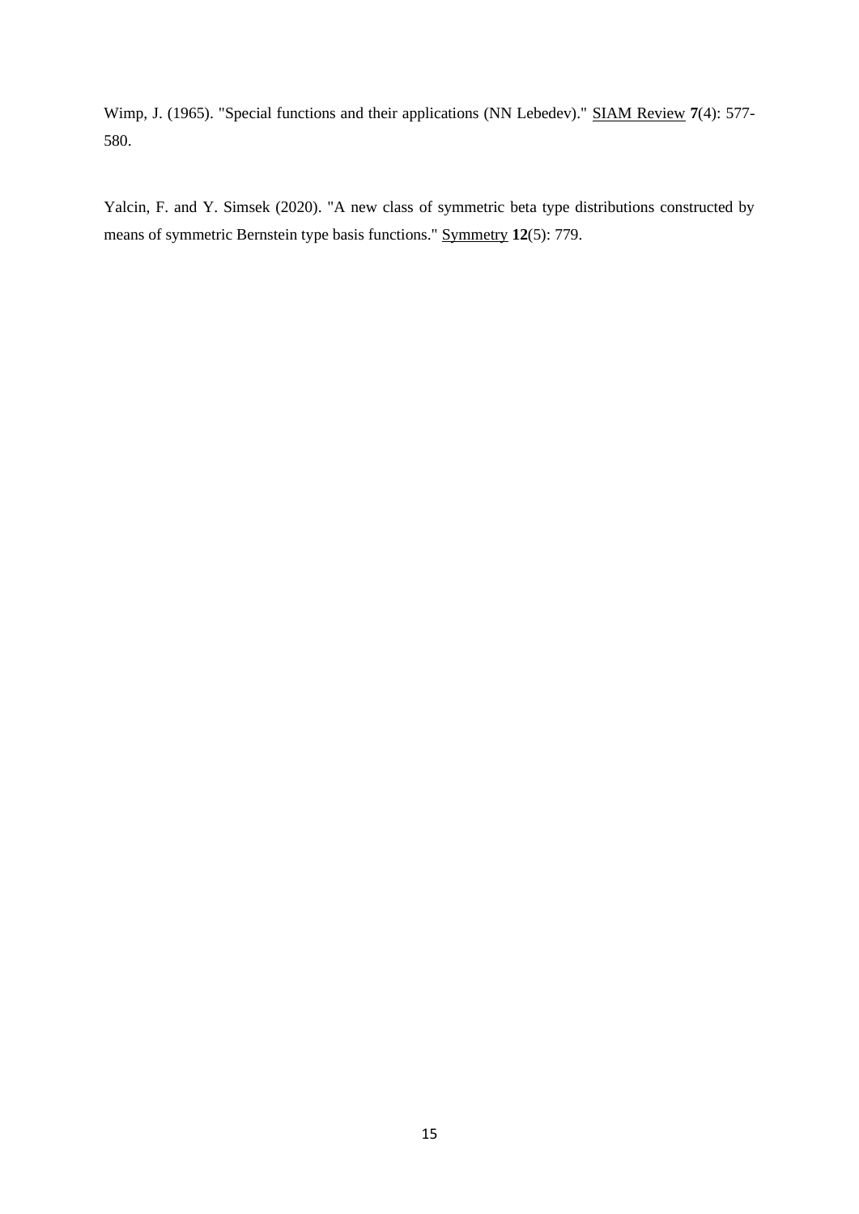Wimp, J. (1965). "Special functions and their applications (NN Lebedev)." SIAM Review **7**(4): 577-580.

Yalcin, F. and Y. Simsek (2020). "A new class of symmetric beta type distributions constructed by means of symmetric Bernstein type basis functions." Symmetry **12**(5): 779.